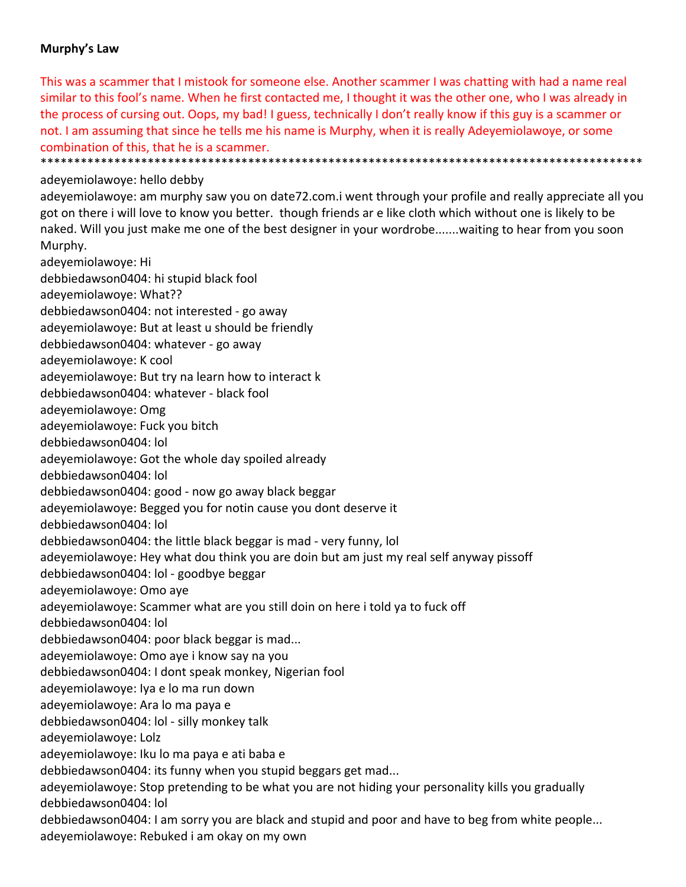**Murphy's Law**

This was a scammer that I mistook for someone else. Another scammer I was chatting with had a name real similar to this fool's name. When he first contacted me, I thought it was the other one, who I was already in the process of cursing out. Oops, my bad! I guess, technically I don't really know if this guy is a scammer or not. I am assuming that since he tells me his name is Murphy, when it is really Adeyemiolawoye, or some combination of this, that he is a scammer.

*********************************************************************************************

adeyemiolawoye: hello debby
adeyemiolawoye: am murphy saw you on date72.com.i went through your profile and really appreciate all you got on there i will love to know you better. though friends ar e like cloth which without one is likely to be naked. Will you just make me one of the best designer in your wordrobe.......waiting to hear from you soon Murphy.
adeyemiolawoye: Hi
debbiedawson0404: hi stupid black fool
adeyemiolawoye: What??
debbiedawson0404: not interested - go away
adeyemiolawoye: But at least u should be friendly
debbiedawson0404: whatever - go away
adeyemiolawoye: K cool
adeyemiolawoye: But try na learn how to interact k
debbiedawson0404: whatever - black fool
adeyemiolawoye: Omg
adeyemiolawoye: Fuck you bitch
debbiedawson0404: lol
adeyemiolawoye: Got the whole day spoiled already
debbiedawson0404: lol
debbiedawson0404: good - now go away black beggar
adeyemiolawoye: Begged you for notin cause you dont deserve it
debbiedawson0404: lol
debbiedawson0404: the little black beggar is mad - very funny, lol
adeyemiolawoye: Hey what dou think you are doin but am just my real self anyway pissoff
debbiedawson0404: lol - goodbye beggar
adeyemiolawoye: Omo aye
adeyemiolawoye: Scammer what are you still doin on here i told ya to fuck off
debbiedawson0404: lol
debbiedawson0404: poor black beggar is mad...
adeyemiolawoye: Omo aye i know say na you
debbiedawson0404: I dont speak monkey, Nigerian fool
adeyemiolawoye: Iya e lo ma run down
adeyemiolawoye: Ara lo ma paya e
debbiedawson0404: lol - silly monkey talk
adeyemiolawoye: Lolz
adeyemiolawoye: Iku lo ma paya e ati baba e
debbiedawson0404: its funny when you stupid beggars get mad...
adeyemiolawoye: Stop pretending to be what you are not hiding your personality kills you gradually
debbiedawson0404: lol
debbiedawson0404: I am sorry you are black and stupid and poor and have to beg from white people...
adeyemiolawoye: Rebuked i am okay on my own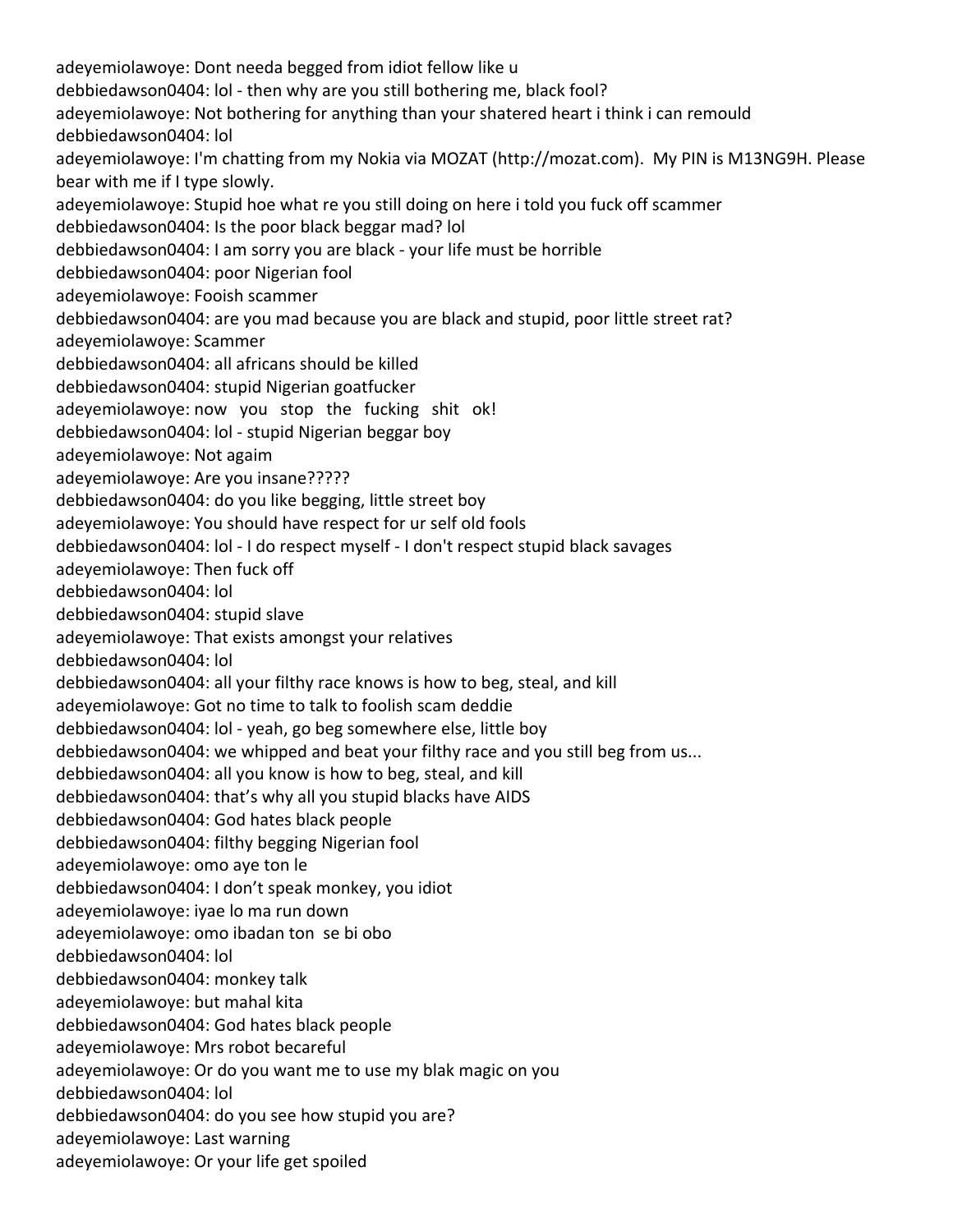adeyemiolawoye: Dont needa begged from idiot fellow like u
debbiedawson0404: lol - then why are you still bothering me, black fool?
adeyemiolawoye: Not bothering for anything than your shatered heart i think i can remould
debbiedawson0404: lol
adeyemiolawoye: I'm chatting from my Nokia via MOZAT (http://mozat.com). My PIN is M13NG9H. Please bear with me if I type slowly.
adeyemiolawoye: Stupid hoe what re you still doing on here i told you fuck off scammer
debbiedawson0404: Is the poor black beggar mad? lol
debbiedawson0404: I am sorry you are black - your life must be horrible
debbiedawson0404: poor Nigerian fool
adeyemiolawoye: Fooish scammer
debbiedawson0404: are you mad because you are black and stupid, poor little street rat?
adeyemiolawoye: Scammer
debbiedawson0404: all africans should be killed
debbiedawson0404: stupid Nigerian goatfucker
adeyemiolawoye: now you stop the fucking shit ok!
debbiedawson0404: lol - stupid Nigerian beggar boy
adeyemiolawoye: Not agaim
adeyemiolawoye: Are you insane?????
debbiedawson0404: do you like begging, little street boy
adeyemiolawoye: You should have respect for ur self old fools
debbiedawson0404: lol - I do respect myself - I don't respect stupid black savages
adeyemiolawoye: Then fuck off
debbiedawson0404: lol
debbiedawson0404: stupid slave
adeyemiolawoye: That exists amongst your relatives
debbiedawson0404: lol
debbiedawson0404: all your filthy race knows is how to beg, steal, and kill
adeyemiolawoye: Got no time to talk to foolish scam deddie
debbiedawson0404: lol - yeah, go beg somewhere else, little boy
debbiedawson0404: we whipped and beat your filthy race and you still beg from us...
debbiedawson0404: all you know is how to beg, steal, and kill
debbiedawson0404: that's why all you stupid blacks have AIDS
debbiedawson0404: God hates black people
debbiedawson0404: filthy begging Nigerian fool
adeyemiolawoye: omo aye ton le
debbiedawson0404: I don't speak monkey, you idiot
adeyemiolawoye: iyae lo ma run down
adeyemiolawoye: omo ibadan ton se bi obo
debbiedawson0404: lol
debbiedawson0404: monkey talk
adeyemiolawoye: but mahal kita
debbiedawson0404: God hates black people
adeyemiolawoye: Mrs robot becareful
adeyemiolawoye: Or do you want me to use my blak magic on you
debbiedawson0404: lol
debbiedawson0404: do you see how stupid you are?
adeyemiolawoye: Last warning
adeyemiolawoye: Or your life get spoiled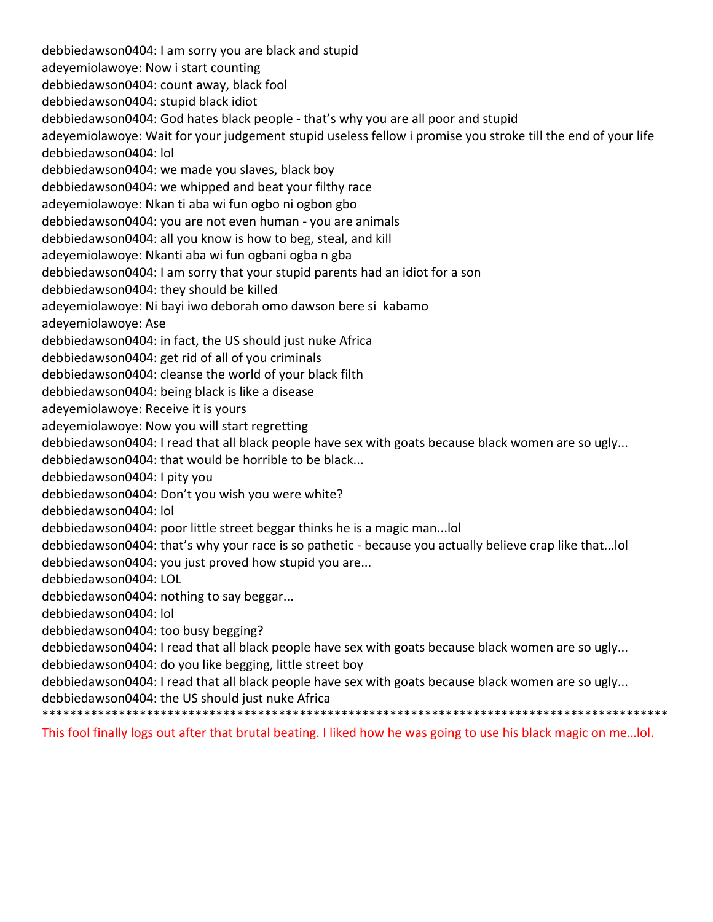debbiedawson0404: I am sorry you are black and stupid
adeyemiolawoye: Now i start counting
debbiedawson0404: count away, black fool
debbiedawson0404: stupid black idiot
debbiedawson0404: God hates black people - that's why you are all poor and stupid
adeyemiolawoye: Wait for your judgement stupid useless fellow i promise you stroke till the end of your life
debbiedawson0404: lol
debbiedawson0404: we made you slaves, black boy
debbiedawson0404: we whipped and beat your filthy race
adeyemiolawoye: Nkan ti aba wi fun ogbo ni ogbon gbo
debbiedawson0404: you are not even human - you are animals
debbiedawson0404: all you know is how to beg, steal, and kill
adeyemiolawoye: Nkanti aba wi fun ogbani ogba n gba
debbiedawson0404: I am sorry that your stupid parents had an idiot for a son
debbiedawson0404: they should be killed
adeyemiolawoye: Ni bayi iwo deborah omo dawson bere si kabamo
adeyemiolawoye: Ase
debbiedawson0404: in fact, the US should just nuke Africa
debbiedawson0404: get rid of all of you criminals
debbiedawson0404: cleanse the world of your black filth
debbiedawson0404: being black is like a disease
adeyemiolawoye: Receive it is yours
adeyemiolawoye: Now you will start regretting
debbiedawson0404: I read that all black people have sex with goats because black women are so ugly...
debbiedawson0404: that would be horrible to be black...
debbiedawson0404: I pity you
debbiedawson0404: Don't you wish you were white?
debbiedawson0404: lol
debbiedawson0404: poor little street beggar thinks he is a magic man...lol
debbiedawson0404: that's why your race is so pathetic - because you actually believe crap like that...lol
debbiedawson0404: you just proved how stupid you are...
debbiedawson0404: LOL
debbiedawson0404: nothing to say beggar...
debbiedawson0404: lol
debbiedawson0404: too busy begging?
debbiedawson0404: I read that all black people have sex with goats because black women are so ugly...
debbiedawson0404: do you like begging, little street boy
debbiedawson0404: I read that all black people have sex with goats because black women are so ugly...
debbiedawson0404: the US should just nuke Africa

******************************************************************************************************

This fool finally logs out after that brutal beating. I liked how he was going to use his black magic on me…lol.